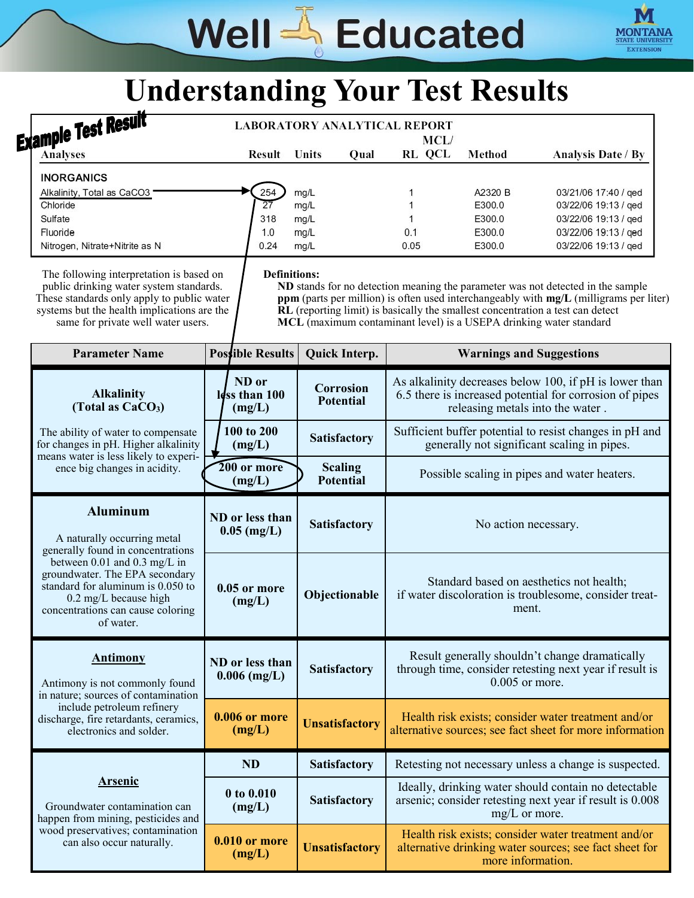# Well Educated

MONTANA STATE UNIVERSITY EXTENSION

# Understanding Your Test Results

**Example Test Result**

LABORATORY ANALYTICAL REPORT

| Analyses | Result | Units | Qual | MCL/ RL | QCL | Method | Analysis Date / By |
|---|---|---|---|---|---|---|---|
| **INORGANICS** | | | | | | | |
| Alkalinity, Total as CaCO3 | 254 | mg/L | | 1 | | A2320 B | 03/21/06 17:40 / qed |
| Chloride | 27 | mg/L | | 1 | | E300.0 | 03/22/06 19:13 / qed |
| Sulfate | 318 | mg/L | | 1 | | E300.0 | 03/22/06 19:13 / qed |
| Fluoride | 1.0 | mg/L | | 0.1 | | E300.0 | 03/22/06 19:13 / qed |
| Nitrogen, Nitrate+Nitrite as N | 0.24 | mg/L | | 0.05 | | E300.0 | 03/22/06 19:13 / qed |

The following interpretation is based on public drinking water system standards. These standards only apply to public water systems but the health implications are the same for private well water users.

**Definitions:**

- **ND** stands for no detection meaning the parameter was not detected in the sample
- **ppm** (parts per million) is often used interchangeably with **mg/L** (milligrams per liter)
- **RL** (reporting limit) is basically the smallest concentration a test can detect
- **MCL** (maximum contaminant level) is a USEPA drinking water standard

| Parameter Name | Possible Results | Quick Interp. | Warnings and Suggestions |
|---|---|---|---|
| **Alkalinity (Total as $CaCO_3$)** The ability of water to compensate for changes in pH. Higher alkalinity means water is less likely to experience big changes in acidity. | ND or less than 100 (mg/L) | Corrosion Potential | As alkalinity decreases below 100, if pH is lower than 6.5 there is increased potential for corrosion of pipes releasing metals into the water . |
| | 100 to 200 (mg/L) | Satisfactory | Sufficient buffer potential to resist changes in pH and generally not significant scaling in pipes. |
| | 200 or more (mg/L) | Scaling Potential | Possible scaling in pipes and water heaters. |
| **Aluminum** A naturally occurring metal generally found in concentrations between 0.01 and 0.3 mg/L in groundwater. The EPA secondary standard for aluminum is 0.050 to 0.2 mg/L because high concentrations can cause coloring of water. | ND or less than 0.05 (mg/L) | Satisfactory | No action necessary. |
| | 0.05 or more (mg/L) | Objectionable | Standard based on aesthetics not health; if water discoloration is troublesome, consider treatment. |
| **Antimony** Antimony is not commonly found in nature; sources of contamination include petroleum refinery discharge, fire retardants, ceramics, electronics and solder. | ND or less than 0.006 (mg/L) | Satisfactory | Result generally shouldn't change dramatically through time, consider retesting next year if result is 0.005 or more. |
| | 0.006 or more (mg/L) | Unsatisfactory | Health risk exists; consider water treatment and/or alternative sources; see fact sheet for more information |
| **Arsenic** Groundwater contamination can happen from mining, pesticides and wood preservatives; contamination can also occur naturally. | ND | Satisfactory | Retesting not necessary unless a change is suspected. |
| | 0 to 0.010 (mg/L) | Satisfactory | Ideally, drinking water should contain no detectable arsenic; consider retesting next year if result is 0.008 mg/L or more. |
| | 0.010 or more (mg/L) | Unsatisfactory | Health risk exists; consider water treatment and/or alternative drinking water sources; see fact sheet for more information. |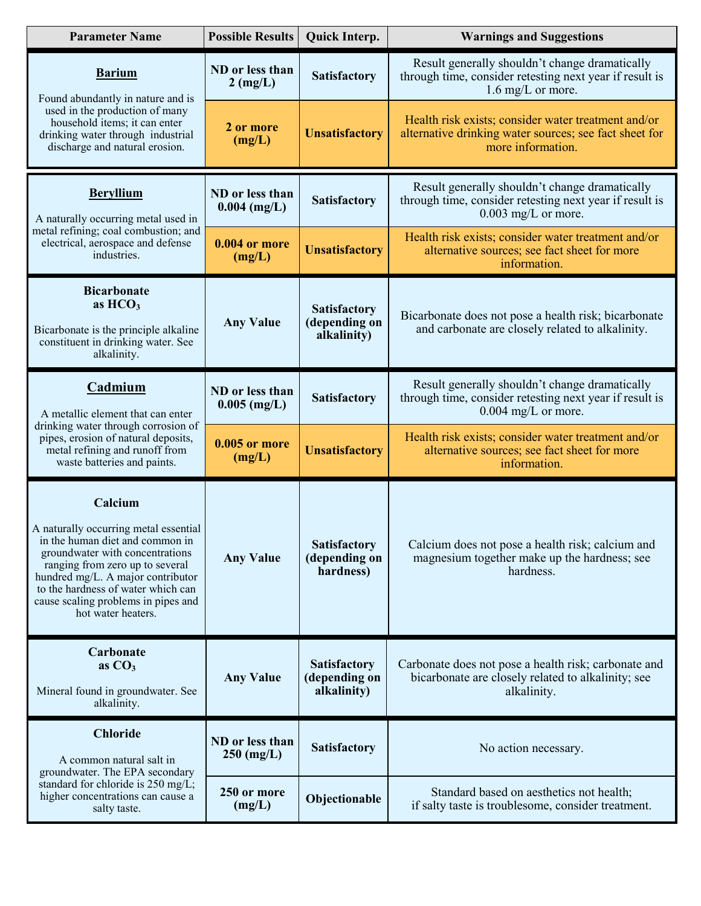| Parameter Name | Possible Results | Quick Interp. | Warnings and Suggestions |
| --- | --- | --- | --- |
| **Barium**<br><br>Found abundantly in nature and is used in the production of many household items; it can enter drinking water through industrial discharge and natural erosion. | **ND or less than 2 (mg/L)** | **Satisfactory** | Result generally shouldn't change dramatically through time, consider retesting next year if result is 1.6 mg/L or more. |
| | **2 or more (mg/L)** | **Unsatisfactory** | Health risk exists; consider water treatment and/or alternative drinking water sources; see fact sheet for more information. |
| **Beryllium**<br><br>A naturally occurring metal used in metal refining; coal combustion; and electrical, aerospace and defense industries. | **ND or less than 0.004 (mg/L)** | **Satisfactory** | Result generally shouldn't change dramatically through time, consider retesting next year if result is 0.003 mg/L or more. |
| | **0.004 or more (mg/L)** | **Unsatisfactory** | Health risk exists; consider water treatment and/or alternative sources; see fact sheet for more information. |
| **Bicarbonate as $HCO_3$**<br><br>Bicarbonate is the principle alkaline constituent in drinking water. See alkalinity. | **Any Value** | **Satisfactory (depending on alkalinity)** | Bicarbonate does not pose a health risk; bicarbonate and carbonate are closely related to alkalinity. |
| **Cadmium**<br><br>A metallic element that can enter drinking water through corrosion of pipes, erosion of natural deposits, metal refining and runoff from waste batteries and paints. | **ND or less than 0.005 (mg/L)** | **Satisfactory** | Result generally shouldn't change dramatically through time, consider retesting next year if result is 0.004 mg/L or more. |
| | **0.005 or more (mg/L)** | **Unsatisfactory** | Health risk exists; consider water treatment and/or alternative sources; see fact sheet for more information. |
| **Calcium**<br><br>A naturally occurring metal essential in the human diet and common in groundwater with concentrations ranging from zero up to several hundred mg/L. A major contributor to the hardness of water which can cause scaling problems in pipes and hot water heaters. | **Any Value** | **Satisfactory (depending on hardness)** | Calcium does not pose a health risk; calcium and magnesium together make up the hardness; see hardness. |
| **Carbonate as $CO_3$**<br><br>Mineral found in groundwater. See alkalinity. | **Any Value** | **Satisfactory (depending on alkalinity)** | Carbonate does not pose a health risk; carbonate and bicarbonate are closely related to alkalinity; see alkalinity. |
| **Chloride**<br><br>A common natural salt in groundwater. The EPA secondary standard for chloride is 250 mg/L; higher concentrations can cause a salty taste. | **ND or less than 250 (mg/L)** | **Satisfactory** | No action necessary. |
| | **250 or more (mg/L)** | **Objectionable** | Standard based on aesthetics not health; if salty taste is troublesome, consider treatment. |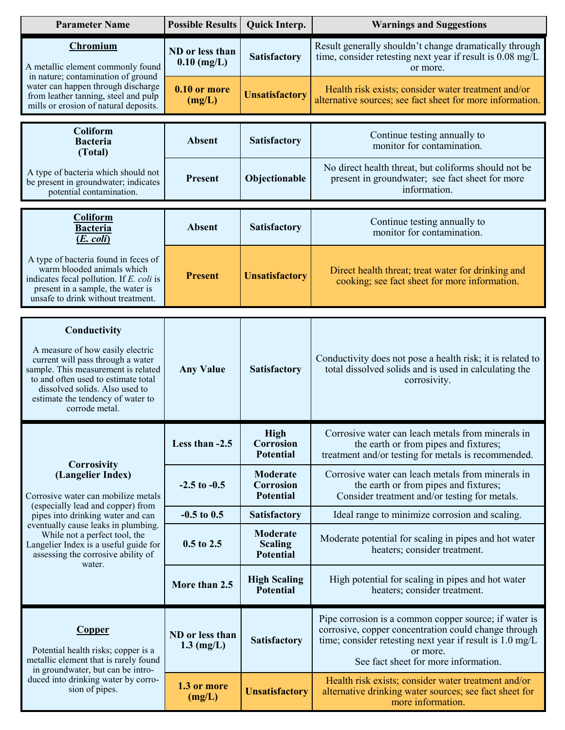| Parameter Name | Possible Results | Quick Interp. | Warnings and Suggestions |
|---|---|---|---|
| **Chromium**<br><br>A metallic element commonly found in nature; contamination of ground water can happen through discharge from leather tanning, steel and pulp mills or erosion of natural deposits. | **ND or less than 0.10 (mg/L)** | **Satisfactory** | Result generally shouldn't change dramatically through time, consider retesting next year if result is 0.08 mg/L or more. |
| | **0.10 or more (mg/L)** | **Unsatisfactory** | Health risk exists; consider water treatment and/or alternative sources; see fact sheet for more information. |
| **Coliform Bacteria (Total)**<br><br>A type of bacteria which should not be present in groundwater; indicates potential contamination. | **Absent** | **Satisfactory** | Continue testing annually to monitor for contamination. |
| | **Present** | **Objectionable** | No direct health threat, but coliforms should not be present in groundwater; see fact sheet for more information. |
| **Coliform Bacteria (*E. coli*)**<br><br>A type of bacteria found in feces of warm blooded animals which indicates fecal pollution. If *E. coli* is present in a sample, the water is unsafe to drink without treatment. | **Absent** | **Satisfactory** | Continue testing annually to monitor for contamination. |
| | **Present** | **Unsatisfactory** | Direct health threat; treat water for drinking and cooking; see fact sheet for more information. |
| **Conductivity**<br><br>A measure of how easily electric current will pass through a water sample. This measurement is related to and often used to estimate total dissolved solids. Also used to estimate the tendency of water to corrode metal. | **Any Value** | **Satisfactory** | Conductivity does not pose a health risk; it is related to total dissolved solids and is used in calculating the corrosivity. |
| **Corrosivity (Langelier Index)**<br><br>Corrosive water can mobilize metals (especially lead and copper) from pipes into drinking water and can eventually cause leaks in plumbing. While not a perfect tool, the Langelier Index is a useful guide for assessing the corrosive ability of water. | **Less than -2.5** | **High Corrosion Potential** | Corrosive water can leach metals from minerals in the earth or from pipes and fixtures; treatment and/or testing for metals is recommended. |
| | **-2.5 to -0.5** | **Moderate Corrosion Potential** | Corrosive water can leach metals from minerals in the earth or from pipes and fixtures; Consider treatment and/or testing for metals. |
| | **-0.5 to 0.5** | **Satisfactory** | Ideal range to minimize corrosion and scaling. |
| | **0.5 to 2.5** | **Moderate Scaling Potential** | Moderate potential for scaling in pipes and hot water heaters; consider treatment. |
| | **More than 2.5** | **High Scaling Potential** | High potential for scaling in pipes and hot water heaters; consider treatment. |
| **Copper**<br><br>Potential health risks; copper is a metallic element that is rarely found in groundwater, but can be introduced into drinking water by corrosion of pipes. | **ND or less than 1.3 (mg/L)** | **Satisfactory** | Pipe corrosion is a common copper source; if water is corrosive, copper concentration could change through time; consider retesting next year if result is 1.0 mg/L or more. See fact sheet for more information. |
| | **1.3 or more (mg/L)** | **Unsatisfactory** | Health risk exists; consider water treatment and/or alternative drinking water sources; see fact sheet for more information. |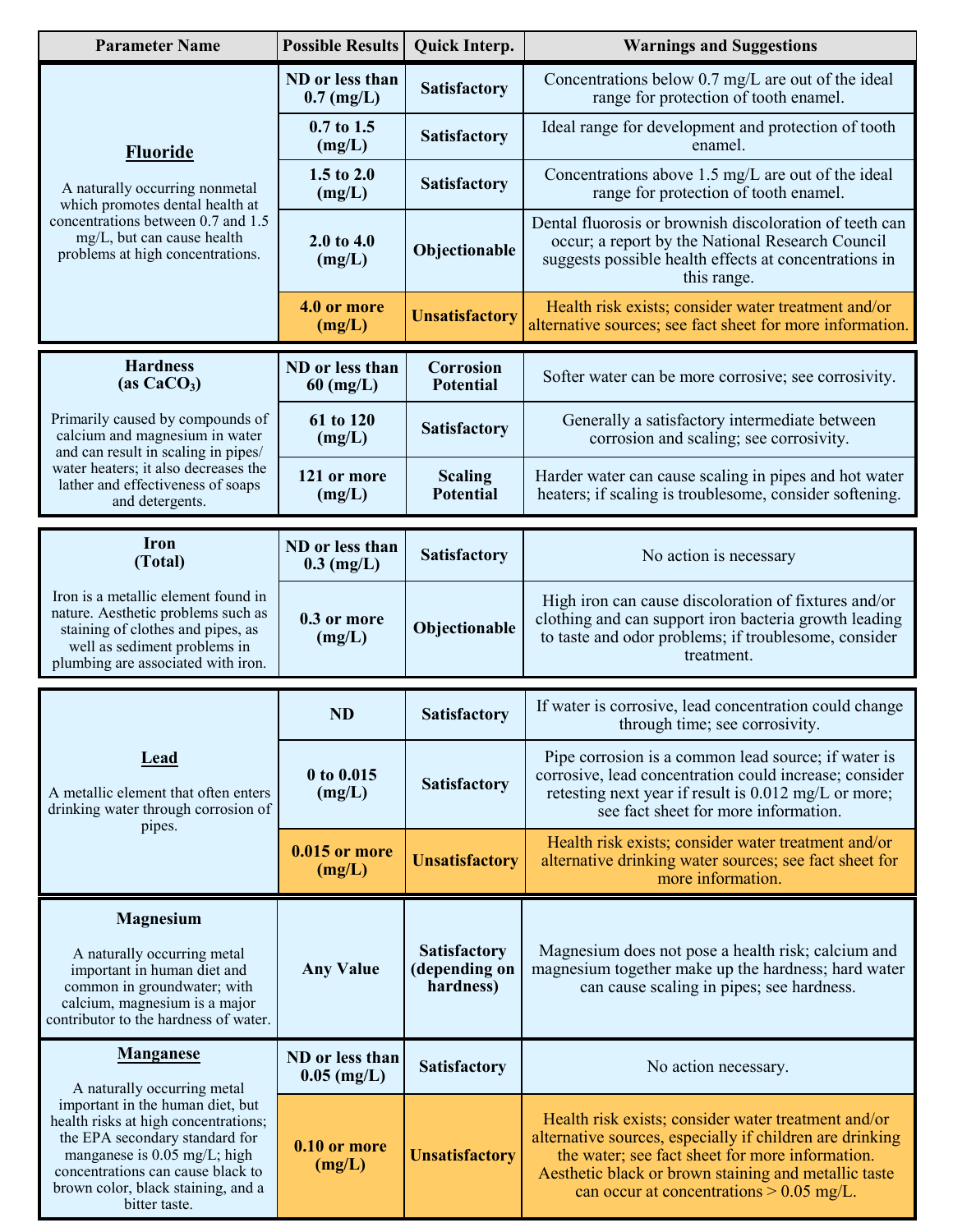| Parameter Name | Possible Results | Quick Interp. | Warnings and Suggestions |
|---|---|---|---|
| **Fluoride** A naturally occurring nonmetal which promotes dental health at concentrations between 0.7 and 1.5 mg/L, but can cause health problems at high concentrations. | **ND or less than 0.7 (mg/L)** | **Satisfactory** | Concentrations below 0.7 mg/L are out of the ideal range for protection of tooth enamel. |
| | **0.7 to 1.5 (mg/L)** | **Satisfactory** | Ideal range for development and protection of tooth enamel. |
| | **1.5 to 2.0 (mg/L)** | **Satisfactory** | Concentrations above 1.5 mg/L are out of the ideal range for protection of tooth enamel. |
| | **2.0 to 4.0 (mg/L)** | **Objectionable** | Dental fluorosis or brownish discoloration of teeth can occur; a report by the National Research Council suggests possible health effects at concentrations in this range. |
| | **4.0 or more (mg/L)** | **Unsatisfactory** | Health risk exists; consider water treatment and/or alternative sources; see fact sheet for more information. |
| **Hardness (as $CaCO_3$)** Primarily caused by compounds of calcium and magnesium in water and can result in scaling in pipes/ water heaters; it also decreases the lather and effectiveness of soaps and detergents. | **ND or less than 60 (mg/L)** | **Corrosion Potential** | Softer water can be more corrosive; see corrosivity. |
| | **61 to 120 (mg/L)** | **Satisfactory** | Generally a satisfactory intermediate between corrosion and scaling; see corrosivity. |
| | **121 or more (mg/L)** | **Scaling Potential** | Harder water can cause scaling in pipes and hot water heaters; if scaling is troublesome, consider softening. |
| **Iron (Total)** Iron is a metallic element found in nature. Aesthetic problems such as staining of clothes and pipes, as well as sediment problems in plumbing are associated with iron. | **ND or less than 0.3 (mg/L)** | **Satisfactory** | No action is necessary |
| | **0.3 or more (mg/L)** | **Objectionable** | High iron can cause discoloration of fixtures and/or clothing and can support iron bacteria growth leading to taste and odor problems; if troublesome, consider treatment. |
| **Lead** A metallic element that often enters drinking water through corrosion of pipes. | **ND** | **Satisfactory** | If water is corrosive, lead concentration could change through time; see corrosivity. |
| | **0 to 0.015 (mg/L)** | **Satisfactory** | Pipe corrosion is a common lead source; if water is corrosive, lead concentration could increase; consider retesting next year if result is 0.012 mg/L or more; see fact sheet for more information. |
| | **0.015 or more (mg/L)** | **Unsatisfactory** | Health risk exists; consider water treatment and/or alternative drinking water sources; see fact sheet for more information. |
| **Magnesium** A naturally occurring metal important in human diet and common in groundwater; with calcium, magnesium is a major contributor to the hardness of water. | **Any Value** | **Satisfactory (depending on hardness)** | Magnesium does not pose a health risk; calcium and magnesium together make up the hardness; hard water can cause scaling in pipes; see hardness. |
| **Manganese** A naturally occurring metal important in the human diet, but health risks at high concentrations; the EPA secondary standard for manganese is 0.05 mg/L; high concentrations can cause black to brown color, black staining, and a bitter taste. | **ND or less than 0.05 (mg/L)** | **Satisfactory** | No action necessary. |
| | **0.10 or more (mg/L)** | **Unsatisfactory** | Health risk exists; consider water treatment and/or alternative sources, especially if children are drinking the water; see fact sheet for more information. Aesthetic black or brown staining and metallic taste can occur at concentrations > 0.05 mg/L. |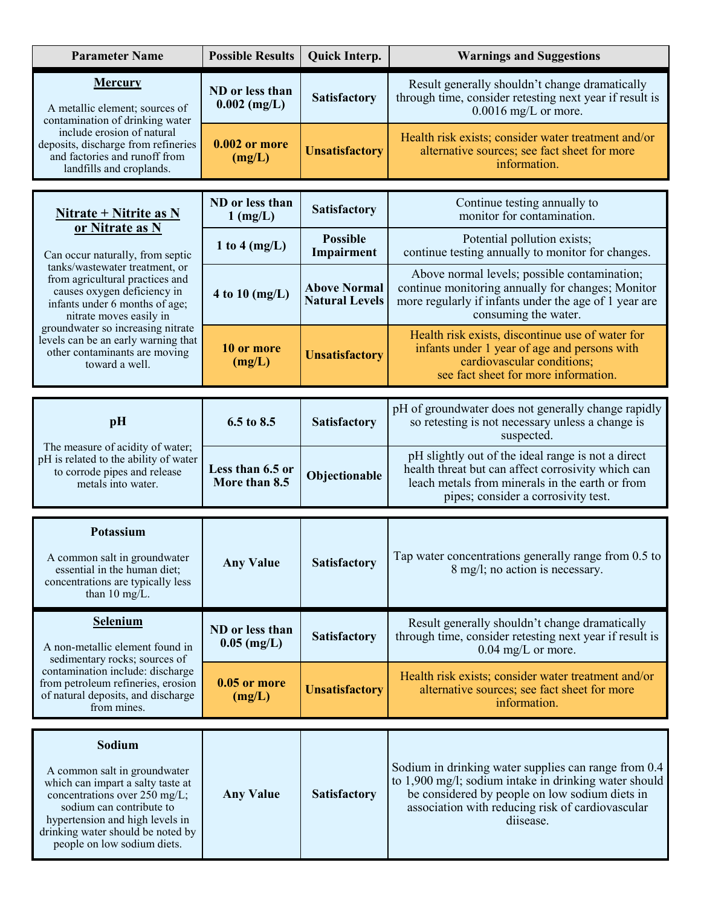| Parameter Name | Possible Results | Quick Interp. | Warnings and Suggestions |
|---|---|---|---|
| **Mercury**<br><br>A metallic element; sources of contamination of drinking water include erosion of natural deposits, discharge from refineries and factories and runoff from landfills and croplands. | **ND or less than 0.002 (mg/L)** | **Satisfactory** | Result generally shouldn't change dramatically through time, consider retesting next year if result is 0.0016 mg/L or more. |
| | **0.002 or more (mg/L)** | **Unsatisfactory** | Health risk exists; consider water treatment and/or alternative sources; see fact sheet for more information. |
| **Nitrate + Nitrite as N or Nitrate as N**<br><br>Can occur naturally, from septic tanks/wastewater treatment, or from agricultural practices and causes oxygen deficiency in infants under 6 months of age; nitrate moves easily in groundwater so increasing nitrate levels can be an early warning that other contaminants are moving toward a well. | **ND or less than 1 (mg/L)** | **Satisfactory** | Continue testing annually to monitor for contamination. |
| | **1 to 4 (mg/L)** | **Possible Impairment** | Potential pollution exists; continue testing annually to monitor for changes. |
| | **4 to 10 (mg/L)** | **Above Normal Natural Levels** | Above normal levels; possible contamination; continue monitoring annually for changes; Monitor more regularly if infants under the age of 1 year are consuming the water. |
| | **10 or more (mg/L)** | **Unsatisfactory** | Health risk exists, discontinue use of water for infants under 1 year of age and persons with cardiovascular conditions; see fact sheet for more information. |
| **pH**<br><br>The measure of acidity of water; pH is related to the ability of water to corrode pipes and release metals into water. | **6.5 to 8.5** | **Satisfactory** | pH of groundwater does not generally change rapidly so retesting is not necessary unless a change is suspected. |
| | **Less than 6.5 or More than 8.5** | **Objectionable** | pH slightly out of the ideal range is not a direct health threat but can affect corrosivity which can leach metals from minerals in the earth or from pipes; consider a corrosivity test. |
| **Potassium**<br><br>A common salt in groundwater essential in the human diet; concentrations are typically less than 10 mg/L. | **Any Value** | **Satisfactory** | Tap water concentrations generally range from 0.5 to 8 mg/l; no action is necessary. |
| **Selenium**<br><br>A non-metallic element found in sedimentary rocks; sources of contamination include: discharge from petroleum refineries, erosion of natural deposits, and discharge from mines. | **ND or less than 0.05 (mg/L)** | **Satisfactory** | Result generally shouldn't change dramatically through time, consider retesting next year if result is 0.04 mg/L or more. |
| | **0.05 or more (mg/L)** | **Unsatisfactory** | Health risk exists; consider water treatment and/or alternative sources; see fact sheet for more information. |
| **Sodium**<br><br>A common salt in groundwater which can impart a salty taste at concentrations over 250 mg/L; sodium can contribute to hypertension and high levels in drinking water should be noted by people on low sodium diets. | **Any Value** | **Satisfactory** | Sodium in drinking water supplies can range from 0.4 to 1,900 mg/l; sodium intake in drinking water should be considered by people on low sodium diets in association with reducing risk of cardiovascular diisease. |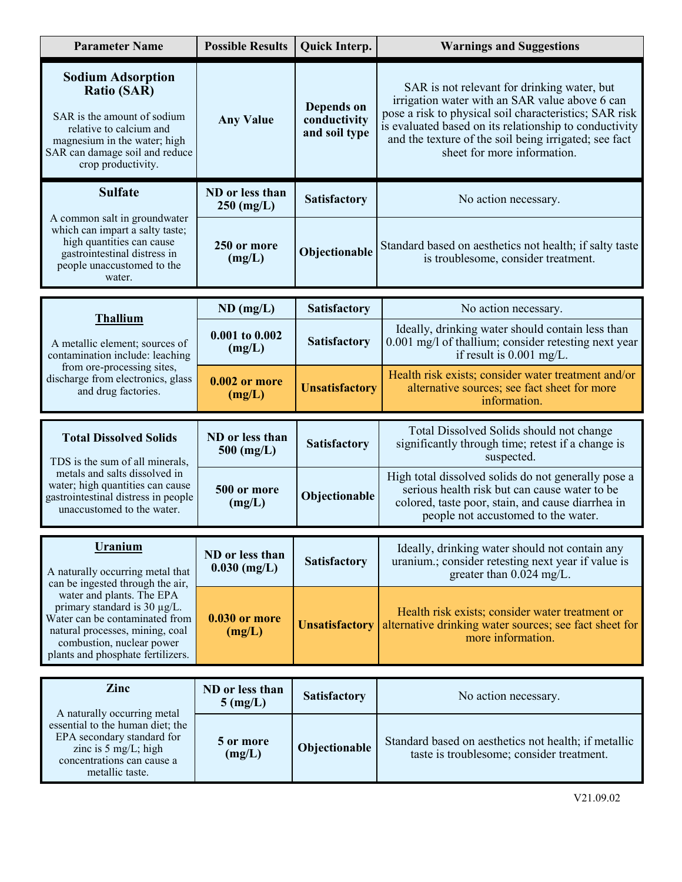| Parameter Name | Possible Results | Quick Interp. | Warnings and Suggestions |
|---|---|---|---|
| **Sodium Adsorption Ratio (SAR)**<br><br>SAR is the amount of sodium relative to calcium and magnesium in the water; high SAR can damage soil and reduce crop productivity. | **Any Value** | **Depends on conductivity and soil type** | SAR is not relevant for drinking water, but irrigation water with an SAR value above 6 can pose a risk to physical soil characteristics; SAR risk is evaluated based on its relationship to conductivity and the texture of the soil being irrigated; see fact sheet for more information. |
| **Sulfate**<br><br>A common salt in groundwater which can impart a salty taste; high quantities can cause gastrointestinal distress in people unaccustomed to the water. | **ND or less than 250 (mg/L)** | **Satisfactory** | No action necessary. |
| | **250 or more (mg/L)** | **Objectionable** | Standard based on aesthetics not health; if salty taste is troublesome, consider treatment. |
| **Thallium**<br><br>A metallic element; sources of contamination include: leaching from ore-processing sites, discharge from electronics, glass and drug factories. | **ND (mg/L)** | **Satisfactory** | No action necessary. |
| | **0.001 to 0.002 (mg/L)** | **Satisfactory** | Ideally, drinking water should contain less than 0.001 mg/l of thallium; consider retesting next year if result is 0.001 mg/L. |
| | **0.002 or more (mg/L)** | **Unsatisfactory** | Health risk exists; consider water treatment and/or alternative sources; see fact sheet for more information. |
| **Total Dissolved Solids**<br><br>TDS is the sum of all minerals, metals and salts dissolved in water; high quantities can cause gastrointestinal distress in people unaccustomed to the water. | **ND or less than 500 (mg/L)** | **Satisfactory** | Total Dissolved Solids should not change significantly through time; retest if a change is suspected. |
| | **500 or more (mg/L)** | **Objectionable** | High total dissolved solids do not generally pose a serious health risk but can cause water to be colored, taste poor, stain, and cause diarrhea in people not accustomed to the water. |
| **Uranium**<br><br>A naturally occurring metal that can be ingested through the air, water and plants. The EPA primary standard is 30 µg/L. Water can be contaminated from natural processes, mining, coal combustion, nuclear power plants and phosphate fertilizers. | **ND or less than 0.030 (mg/L)** | **Satisfactory** | Ideally, drinking water should not contain any uranium.; consider retesting next year if value is greater than 0.024 mg/L. |
| | **0.030 or more (mg/L)** | **Unsatisfactory** | Health risk exists; consider water treatment or alternative drinking water sources; see fact sheet for more information. |
| **Zinc**<br><br>A naturally occurring metal essential to the human diet; the EPA secondary standard for zinc is 5 mg/L; high concentrations can cause a metallic taste. | **ND or less than 5 (mg/L)** | **Satisfactory** | No action necessary. |
| | **5 or more (mg/L)** | **Objectionable** | Standard based on aesthetics not health; if metallic taste is troublesome; consider treatment. |

V21.09.02